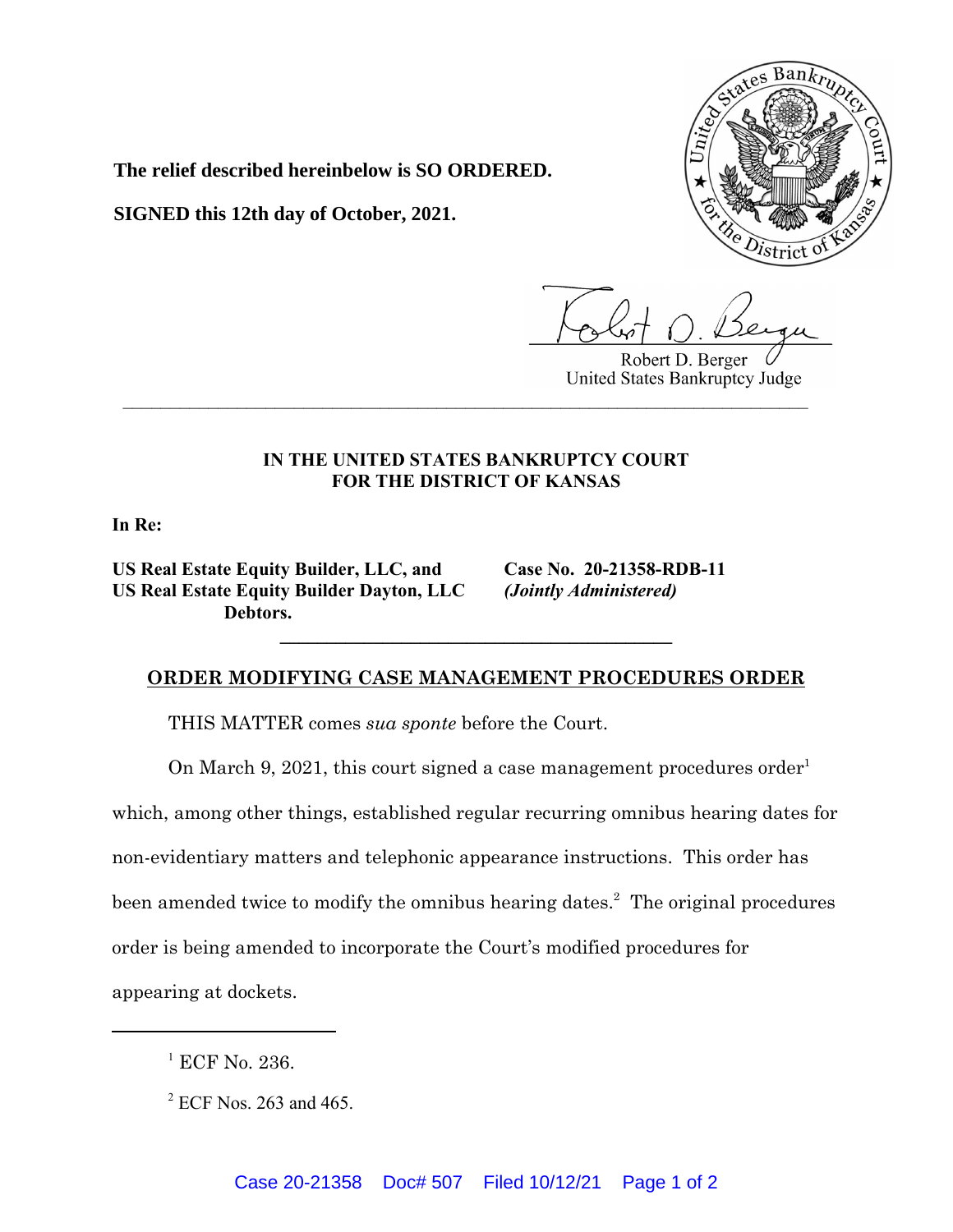**The relief described hereinbelow is SO ORDERED.**

**SIGNED this 12th day of October, 2021.**

Robert D. Berger
United States Bankruptcy Judge

---

**IN THE UNITED STATES BANKRUPTCY COURT**
**FOR THE DISTRICT OF KANSAS**

**In Re:**

**US Real Estate Equity Builder, LLC, and**
**US Real Estate Equity Builder Dayton, LLC**
**Debtors.**

**Case No. 20-21358-RDB-11**
***(Jointly Administered)***

---

## ORDER MODIFYING CASE MANAGEMENT PROCEDURES ORDER

THIS MATTER comes *sua sponte* before the Court.

On March 9, 2021, this court signed a case management procedures order[1] which, among other things, established regular recurring omnibus hearing dates for non-evidentiary matters and telephonic appearance instructions. This order has been amended twice to modify the omnibus hearing dates.[2] The original procedures order is being amended to incorporate the Court's modified procedures for appearing at dockets.

---

[1] ECF No. 236.

[2] ECF Nos. 263 and 465.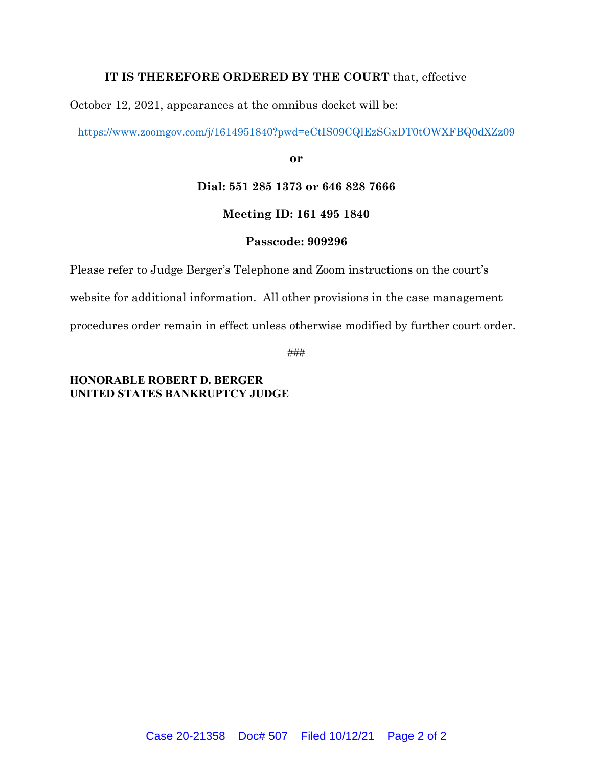**IT IS THEREFORE ORDERED BY THE COURT** that, effective October 12, 2021, appearances at the omnibus docket will be:

https://www.zoomgov.com/j/1614951840?pwd=eCtIS09CQlEzSGxDT0tOWXFBQ0dXZz09

**or**

**Dial: 551 285 1373 or 646 828 7666**

**Meeting ID: 161 495 1840**

**Passcode: 909296**

Please refer to Judge Berger's Telephone and Zoom instructions on the court's website for additional information. All other provisions in the case management procedures order remain in effect unless otherwise modified by further court order.

###

**HONORABLE ROBERT D. BERGER**
**UNITED STATES BANKRUPTCY JUDGE**

Case 20-21358 Doc# 507 Filed 10/12/21